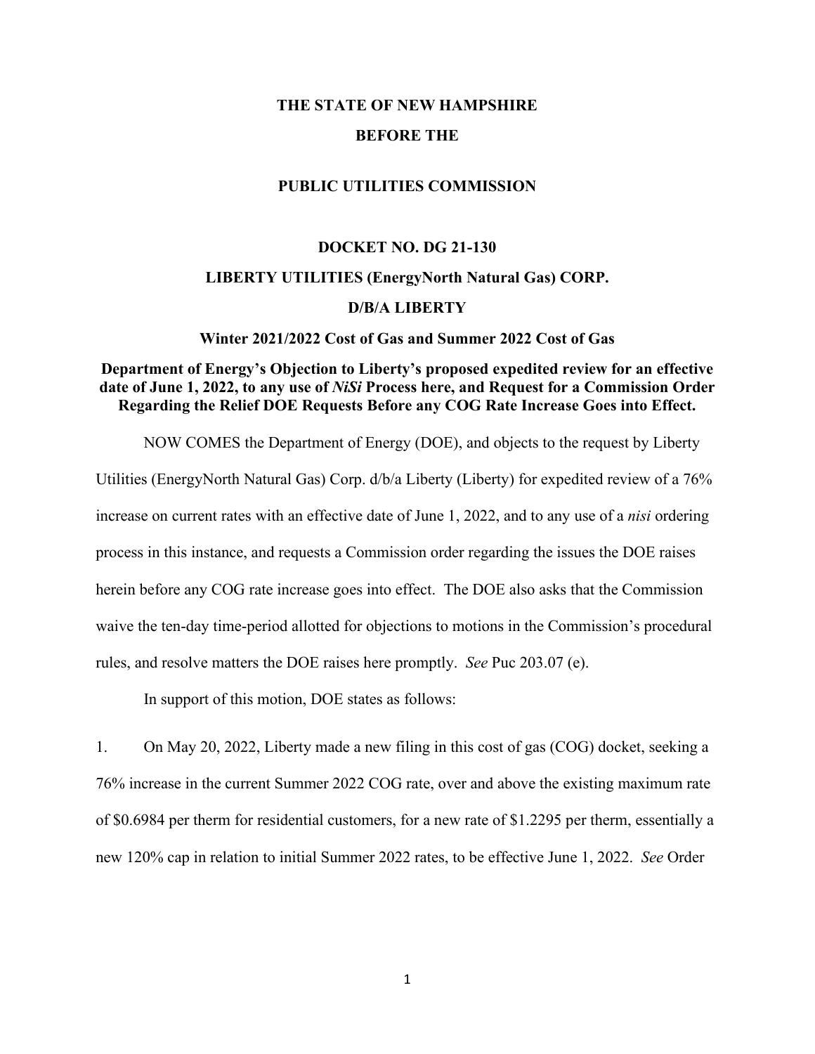**THE STATE OF NEW HAMPSHIRE**

**BEFORE THE**

**PUBLIC UTILITIES COMMISSION**

**DOCKET NO. DG 21-130**

**LIBERTY UTILITIES (EnergyNorth Natural Gas) CORP.**

**D/B/A LIBERTY**

**Winter 2021/2022 Cost of Gas and Summer 2022 Cost of Gas**

**Department of Energy's Objection to Liberty's proposed expedited review for an effective date of June 1, 2022, to any use of *NiSi* Process here, and Request for a Commission Order Regarding the Relief DOE Requests Before any COG Rate Increase Goes into Effect.**

NOW COMES the Department of Energy (DOE), and objects to the request by Liberty Utilities (EnergyNorth Natural Gas) Corp. d/b/a Liberty (Liberty) for expedited review of a 76% increase on current rates with an effective date of June 1, 2022, and to any use of a *nisi* ordering process in this instance, and requests a Commission order regarding the issues the DOE raises herein before any COG rate increase goes into effect. The DOE also asks that the Commission waive the ten-day time-period allotted for objections to motions in the Commission's procedural rules, and resolve matters the DOE raises here promptly. *See* Puc 203.07 (e).

In support of this motion, DOE states as follows:

1. On May 20, 2022, Liberty made a new filing in this cost of gas (COG) docket, seeking a 76% increase in the current Summer 2022 COG rate, over and above the existing maximum rate of $0.6984 per therm for residential customers, for a new rate of $1.2295 per therm, essentially a new 120% cap in relation to initial Summer 2022 rates, to be effective June 1, 2022. *See* Order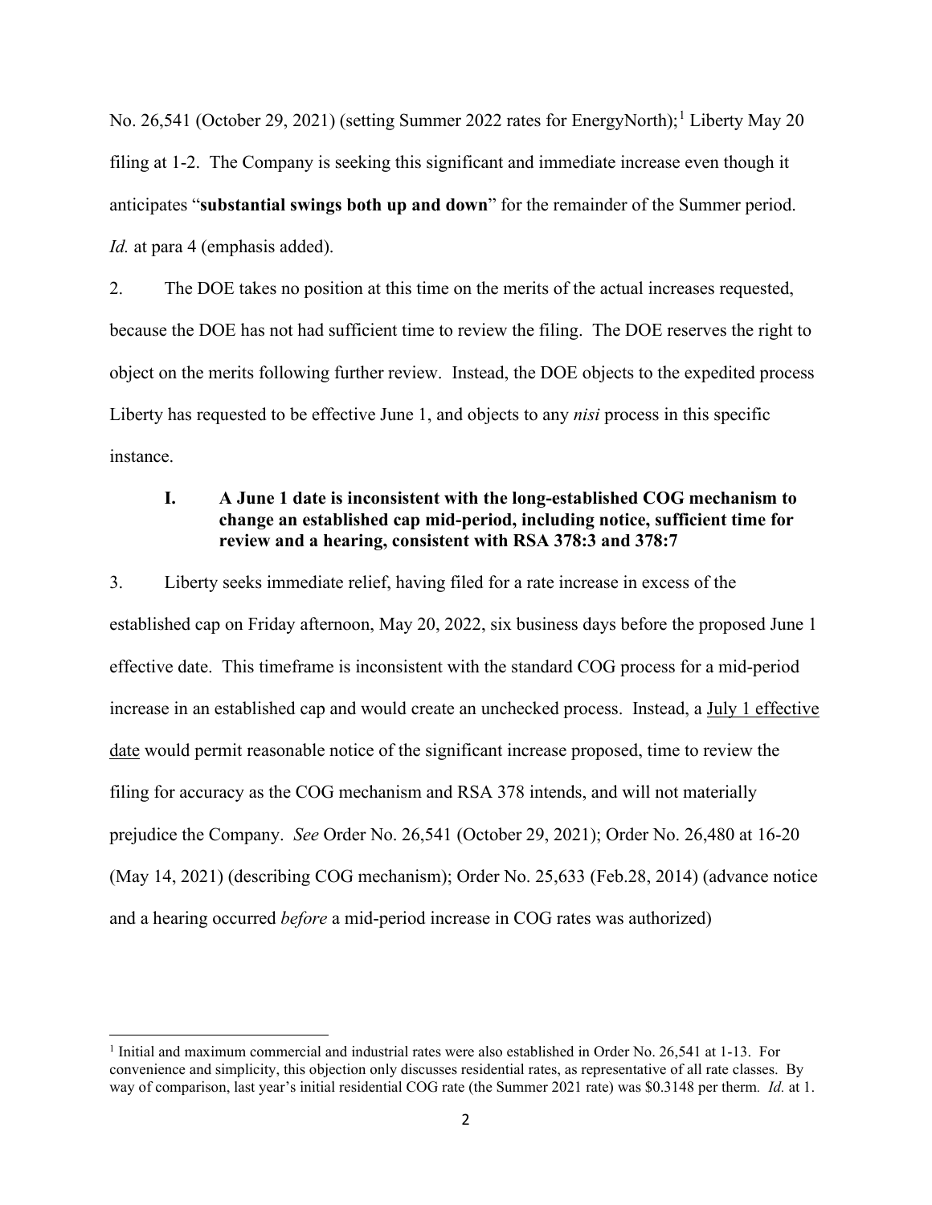No. 26,541 (October 29, 2021) (setting Summer 2022 rates for EnergyNorth);[1] Liberty May 20 filing at 1-2. The Company is seeking this significant and immediate increase even though it anticipates "**substantial swings both up and down**" for the remainder of the Summer period. *Id.* at para 4 (emphasis added).

2. The DOE takes no position at this time on the merits of the actual increases requested, because the DOE has not had sufficient time to review the filing. The DOE reserves the right to object on the merits following further review. Instead, the DOE objects to the expedited process Liberty has requested to be effective June 1, and objects to any *nisi* process in this specific instance.

### I. A June 1 date is inconsistent with the long-established COG mechanism to change an established cap mid-period, including notice, sufficient time for review and a hearing, consistent with RSA 378:3 and 378:7

3. Liberty seeks immediate relief, having filed for a rate increase in excess of the established cap on Friday afternoon, May 20, 2022, six business days before the proposed June 1 effective date. This timeframe is inconsistent with the standard COG process for a mid-period increase in an established cap and would create an unchecked process. Instead, a <u>July 1 effective date</u> would permit reasonable notice of the significant increase proposed, time to review the filing for accuracy as the COG mechanism and RSA 378 intends, and will not materially prejudice the Company. *See* Order No. 26,541 (October 29, 2021); Order No. 26,480 at 16-20 (May 14, 2021) (describing COG mechanism); Order No. 25,633 (Feb.28, 2014) (advance notice and a hearing occurred *before* a mid-period increase in COG rates was authorized)

---

[1] Initial and maximum commercial and industrial rates were also established in Order No. 26,541 at 1-13. For convenience and simplicity, this objection only discusses residential rates, as representative of all rate classes. By way of comparison, last year's initial residential COG rate (the Summer 2021 rate) was $0.3148 per therm. *Id.* at 1.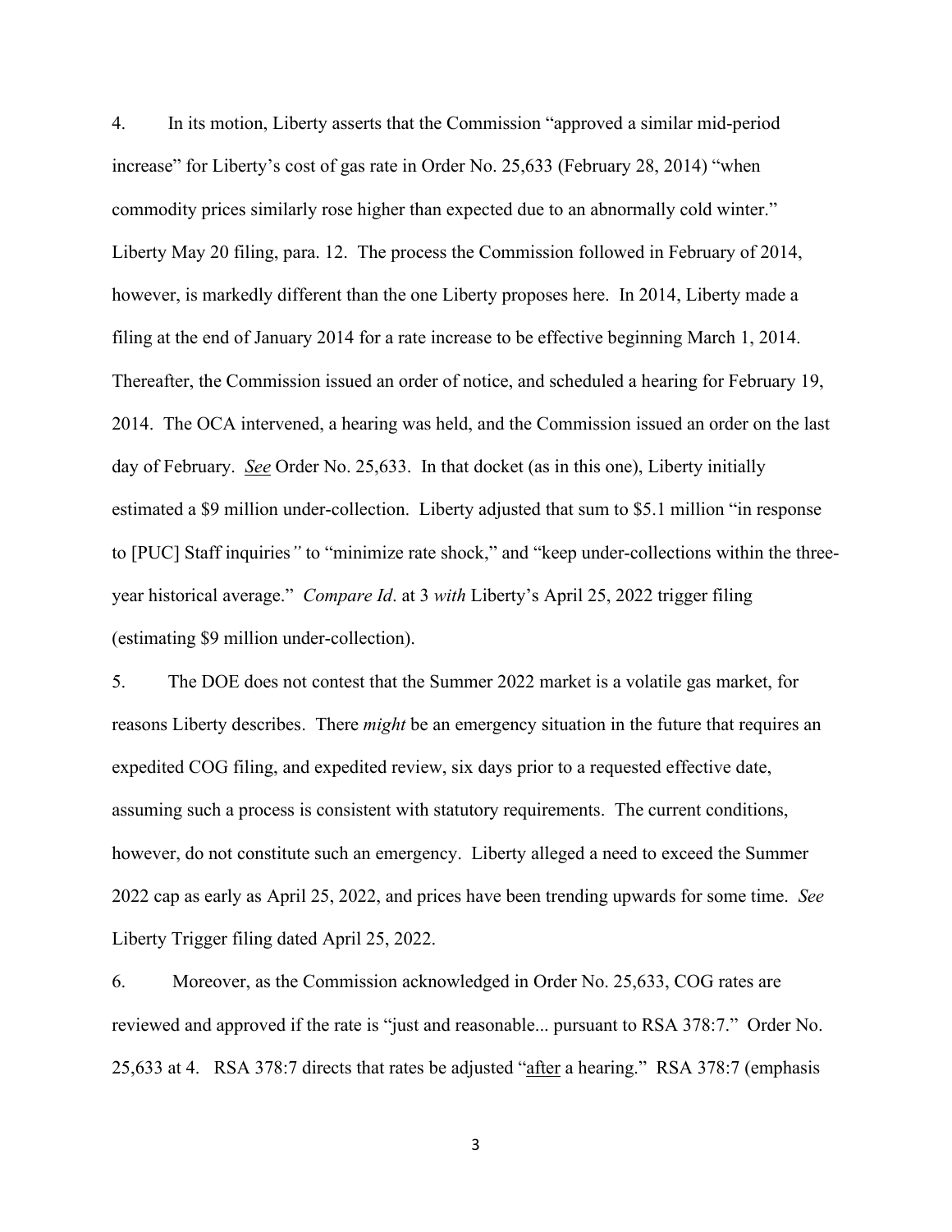4. In its motion, Liberty asserts that the Commission "approved a similar mid-period increase" for Liberty's cost of gas rate in Order No. 25,633 (February 28, 2014) "when commodity prices similarly rose higher than expected due to an abnormally cold winter." Liberty May 20 filing, para. 12. The process the Commission followed in February of 2014, however, is markedly different than the one Liberty proposes here. In 2014, Liberty made a filing at the end of January 2014 for a rate increase to be effective beginning March 1, 2014. Thereafter, the Commission issued an order of notice, and scheduled a hearing for February 19, 2014. The OCA intervened, a hearing was held, and the Commission issued an order on the last day of February. <u>*See*</u> Order No. 25,633. In that docket (as in this one), Liberty initially estimated a $9 million under-collection. Liberty adjusted that sum to $5.1 million "in response to [PUC] Staff inquiries*"* to "minimize rate shock," and "keep under-collections within the three-year historical average." *Compare Id*. at 3 *with* Liberty's April 25, 2022 trigger filing (estimating $9 million under-collection).

5. The DOE does not contest that the Summer 2022 market is a volatile gas market, for reasons Liberty describes. There *might* be an emergency situation in the future that requires an expedited COG filing, and expedited review, six days prior to a requested effective date, assuming such a process is consistent with statutory requirements. The current conditions, however, do not constitute such an emergency. Liberty alleged a need to exceed the Summer 2022 cap as early as April 25, 2022, and prices have been trending upwards for some time. *See* Liberty Trigger filing dated April 25, 2022.

6. Moreover, as the Commission acknowledged in Order No. 25,633, COG rates are reviewed and approved if the rate is "just and reasonable... pursuant to RSA 378:7." Order No. 25,633 at 4. RSA 378:7 directs that rates be adjusted "<u>after</u> a hearing." RSA 378:7 (emphasis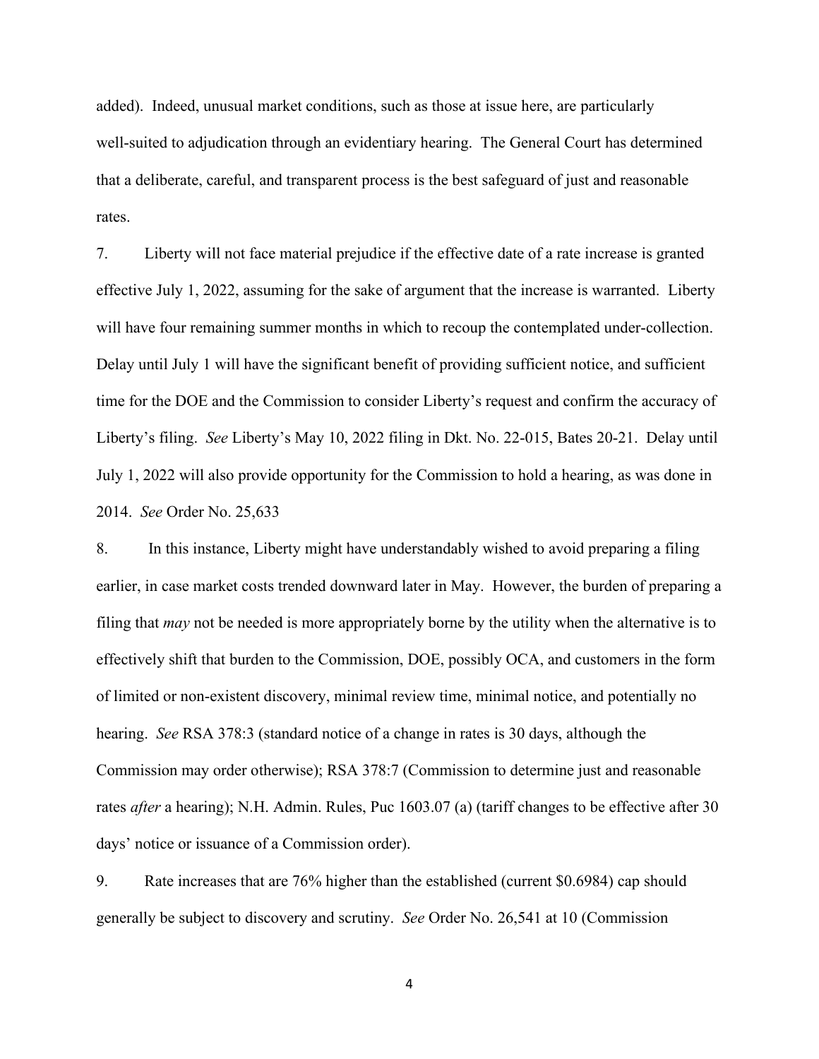added). Indeed, unusual market conditions, such as those at issue here, are particularly well-suited to adjudication through an evidentiary hearing. The General Court has determined that a deliberate, careful, and transparent process is the best safeguard of just and reasonable rates.

7. Liberty will not face material prejudice if the effective date of a rate increase is granted effective July 1, 2022, assuming for the sake of argument that the increase is warranted. Liberty will have four remaining summer months in which to recoup the contemplated under-collection. Delay until July 1 will have the significant benefit of providing sufficient notice, and sufficient time for the DOE and the Commission to consider Liberty's request and confirm the accuracy of Liberty's filing. *See* Liberty's May 10, 2022 filing in Dkt. No. 22-015, Bates 20-21. Delay until July 1, 2022 will also provide opportunity for the Commission to hold a hearing, as was done in 2014. *See* Order No. 25,633

8. In this instance, Liberty might have understandably wished to avoid preparing a filing earlier, in case market costs trended downward later in May. However, the burden of preparing a filing that *may* not be needed is more appropriately borne by the utility when the alternative is to effectively shift that burden to the Commission, DOE, possibly OCA, and customers in the form of limited or non-existent discovery, minimal review time, minimal notice, and potentially no hearing. *See* RSA 378:3 (standard notice of a change in rates is 30 days, although the Commission may order otherwise); RSA 378:7 (Commission to determine just and reasonable rates *after* a hearing); N.H. Admin. Rules, Puc 1603.07 (a) (tariff changes to be effective after 30 days' notice or issuance of a Commission order).

9. Rate increases that are 76% higher than the established (current $0.6984) cap should generally be subject to discovery and scrutiny. *See* Order No. 26,541 at 10 (Commission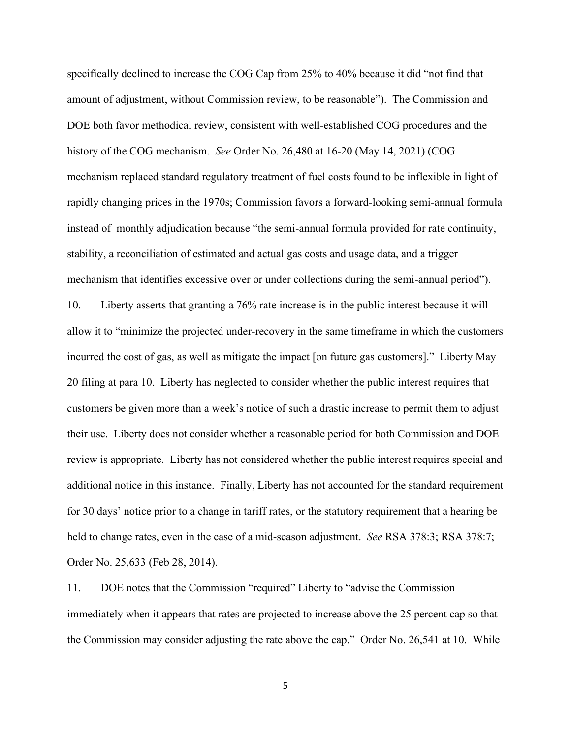specifically declined to increase the COG Cap from 25% to 40% because it did "not find that amount of adjustment, without Commission review, to be reasonable"). The Commission and DOE both favor methodical review, consistent with well-established COG procedures and the history of the COG mechanism. *See* Order No. 26,480 at 16-20 (May 14, 2021) (COG mechanism replaced standard regulatory treatment of fuel costs found to be inflexible in light of rapidly changing prices in the 1970s; Commission favors a forward-looking semi-annual formula instead of monthly adjudication because "the semi-annual formula provided for rate continuity, stability, a reconciliation of estimated and actual gas costs and usage data, and a trigger mechanism that identifies excessive over or under collections during the semi-annual period").

10. Liberty asserts that granting a 76% rate increase is in the public interest because it will allow it to "minimize the projected under-recovery in the same timeframe in which the customers incurred the cost of gas, as well as mitigate the impact [on future gas customers]." Liberty May 20 filing at para 10. Liberty has neglected to consider whether the public interest requires that customers be given more than a week's notice of such a drastic increase to permit them to adjust their use. Liberty does not consider whether a reasonable period for both Commission and DOE review is appropriate. Liberty has not considered whether the public interest requires special and additional notice in this instance. Finally, Liberty has not accounted for the standard requirement for 30 days' notice prior to a change in tariff rates, or the statutory requirement that a hearing be held to change rates, even in the case of a mid-season adjustment. *See* RSA 378:3; RSA 378:7; Order No. 25,633 (Feb 28, 2014).

11. DOE notes that the Commission "required" Liberty to "advise the Commission immediately when it appears that rates are projected to increase above the 25 percent cap so that the Commission may consider adjusting the rate above the cap." Order No. 26,541 at 10. While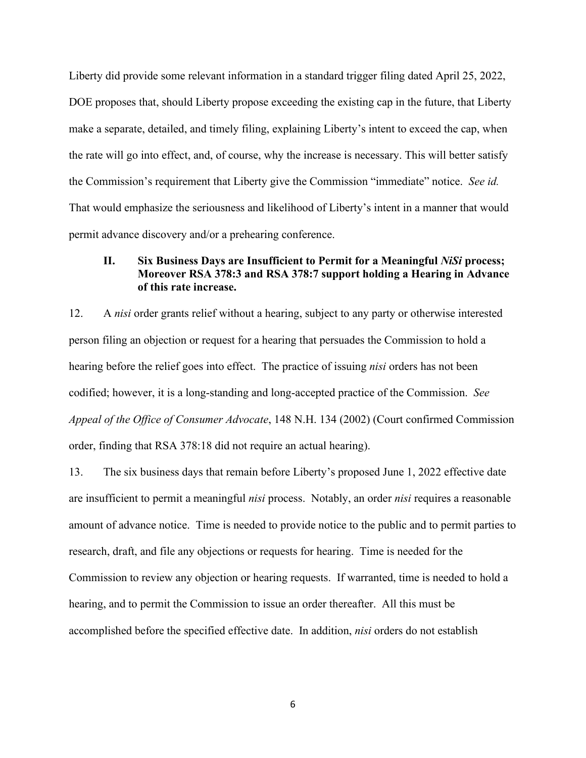Liberty did provide some relevant information in a standard trigger filing dated April 25, 2022, DOE proposes that, should Liberty propose exceeding the existing cap in the future, that Liberty make a separate, detailed, and timely filing, explaining Liberty's intent to exceed the cap, when the rate will go into effect, and, of course, why the increase is necessary. This will better satisfy the Commission's requirement that Liberty give the Commission "immediate" notice. *See id.* That would emphasize the seriousness and likelihood of Liberty's intent in a manner that would permit advance discovery and/or a prehearing conference.

### II. Six Business Days are Insufficient to Permit for a Meaningful *NiSi* process; Moreover RSA 378:3 and RSA 378:7 support holding a Hearing in Advance of this rate increase.

12. A *nisi* order grants relief without a hearing, subject to any party or otherwise interested person filing an objection or request for a hearing that persuades the Commission to hold a hearing before the relief goes into effect. The practice of issuing *nisi* orders has not been codified; however, it is a long-standing and long-accepted practice of the Commission. *See Appeal of the Office of Consumer Advocate*, 148 N.H. 134 (2002) (Court confirmed Commission order, finding that RSA 378:18 did not require an actual hearing).

13. The six business days that remain before Liberty's proposed June 1, 2022 effective date are insufficient to permit a meaningful *nisi* process. Notably, an order *nisi* requires a reasonable amount of advance notice. Time is needed to provide notice to the public and to permit parties to research, draft, and file any objections or requests for hearing. Time is needed for the Commission to review any objection or hearing requests. If warranted, time is needed to hold a hearing, and to permit the Commission to issue an order thereafter. All this must be accomplished before the specified effective date. In addition, *nisi* orders do not establish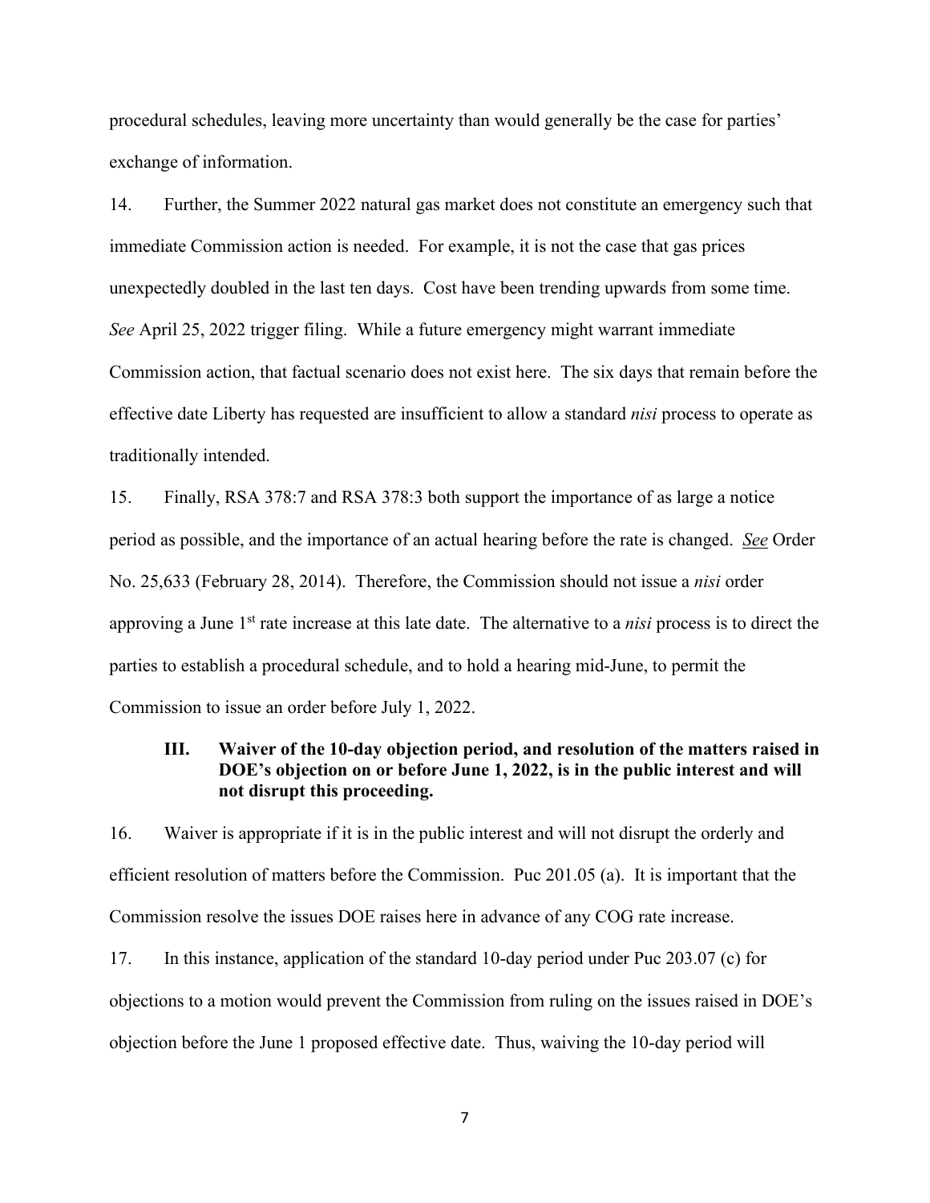procedural schedules, leaving more uncertainty than would generally be the case for parties' exchange of information.

14. Further, the Summer 2022 natural gas market does not constitute an emergency such that immediate Commission action is needed. For example, it is not the case that gas prices unexpectedly doubled in the last ten days. Cost have been trending upwards from some time. *See* April 25, 2022 trigger filing. While a future emergency might warrant immediate Commission action, that factual scenario does not exist here. The six days that remain before the effective date Liberty has requested are insufficient to allow a standard *nisi* process to operate as traditionally intended.

15. Finally, RSA 378:7 and RSA 378:3 both support the importance of as large a notice period as possible, and the importance of an actual hearing before the rate is changed. ***See*** Order No. 25,633 (February 28, 2014). Therefore, the Commission should not issue a *nisi* order approving a June 1st rate increase at this late date. The alternative to a *nisi* process is to direct the parties to establish a procedural schedule, and to hold a hearing mid-June, to permit the Commission to issue an order before July 1, 2022.

### III. Waiver of the 10-day objection period, and resolution of the matters raised in DOE's objection on or before June 1, 2022, is in the public interest and will not disrupt this proceeding.

16. Waiver is appropriate if it is in the public interest and will not disrupt the orderly and efficient resolution of matters before the Commission. Puc 201.05 (a). It is important that the Commission resolve the issues DOE raises here in advance of any COG rate increase.

17. In this instance, application of the standard 10-day period under Puc 203.07 (c) for objections to a motion would prevent the Commission from ruling on the issues raised in DOE's objection before the June 1 proposed effective date. Thus, waiving the 10-day period will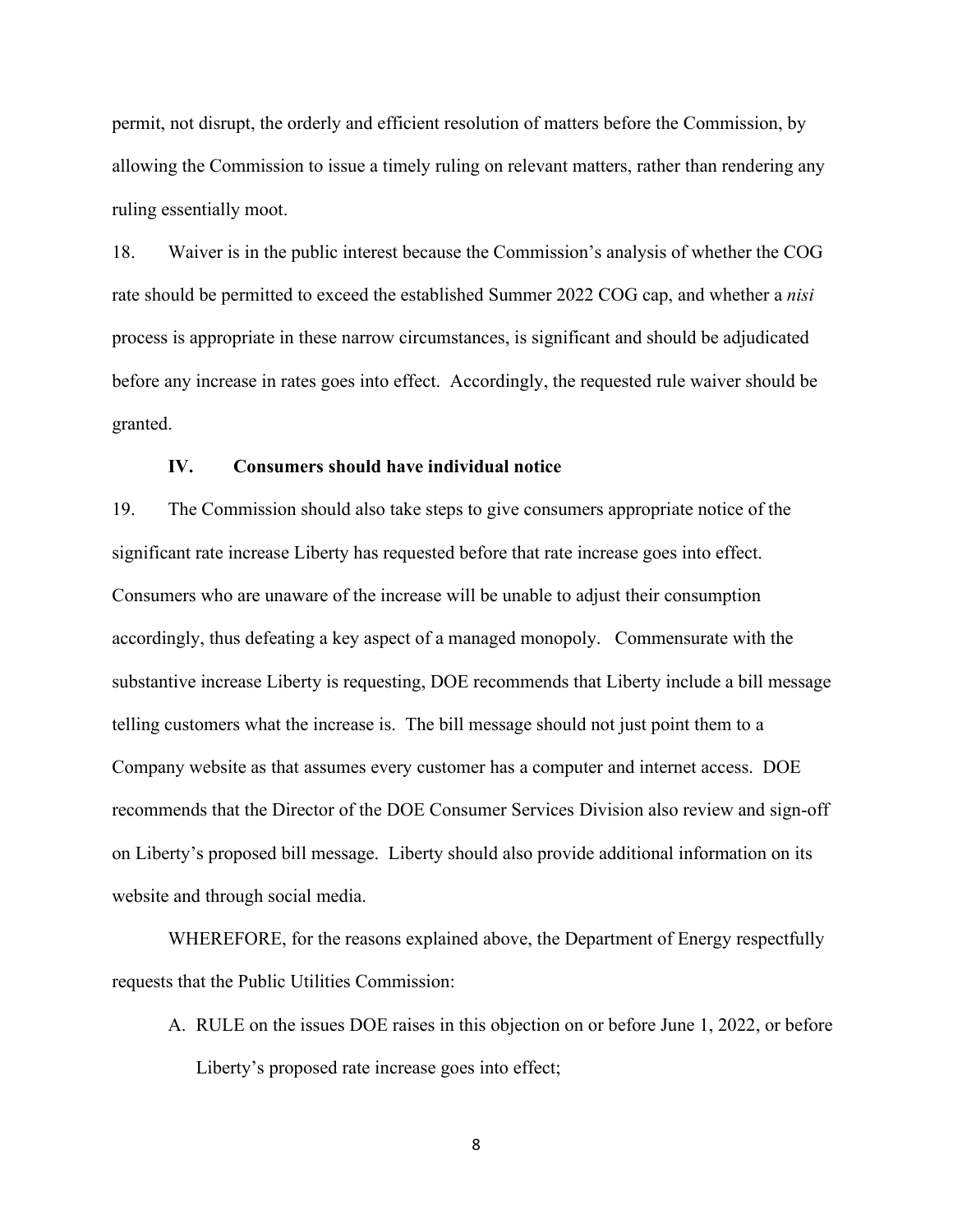permit, not disrupt, the orderly and efficient resolution of matters before the Commission, by allowing the Commission to issue a timely ruling on relevant matters, rather than rendering any ruling essentially moot.

18. Waiver is in the public interest because the Commission's analysis of whether the COG rate should be permitted to exceed the established Summer 2022 COG cap, and whether a *nisi* process is appropriate in these narrow circumstances, is significant and should be adjudicated before any increase in rates goes into effect. Accordingly, the requested rule waiver should be granted.

### IV. Consumers should have individual notice

19. The Commission should also take steps to give consumers appropriate notice of the significant rate increase Liberty has requested before that rate increase goes into effect. Consumers who are unaware of the increase will be unable to adjust their consumption accordingly, thus defeating a key aspect of a managed monopoly. Commensurate with the substantive increase Liberty is requesting, DOE recommends that Liberty include a bill message telling customers what the increase is. The bill message should not just point them to a Company website as that assumes every customer has a computer and internet access. DOE recommends that the Director of the DOE Consumer Services Division also review and sign-off on Liberty's proposed bill message. Liberty should also provide additional information on its website and through social media.

WHEREFORE, for the reasons explained above, the Department of Energy respectfully requests that the Public Utilities Commission:

A. RULE on the issues DOE raises in this objection on or before June 1, 2022, or before Liberty's proposed rate increase goes into effect;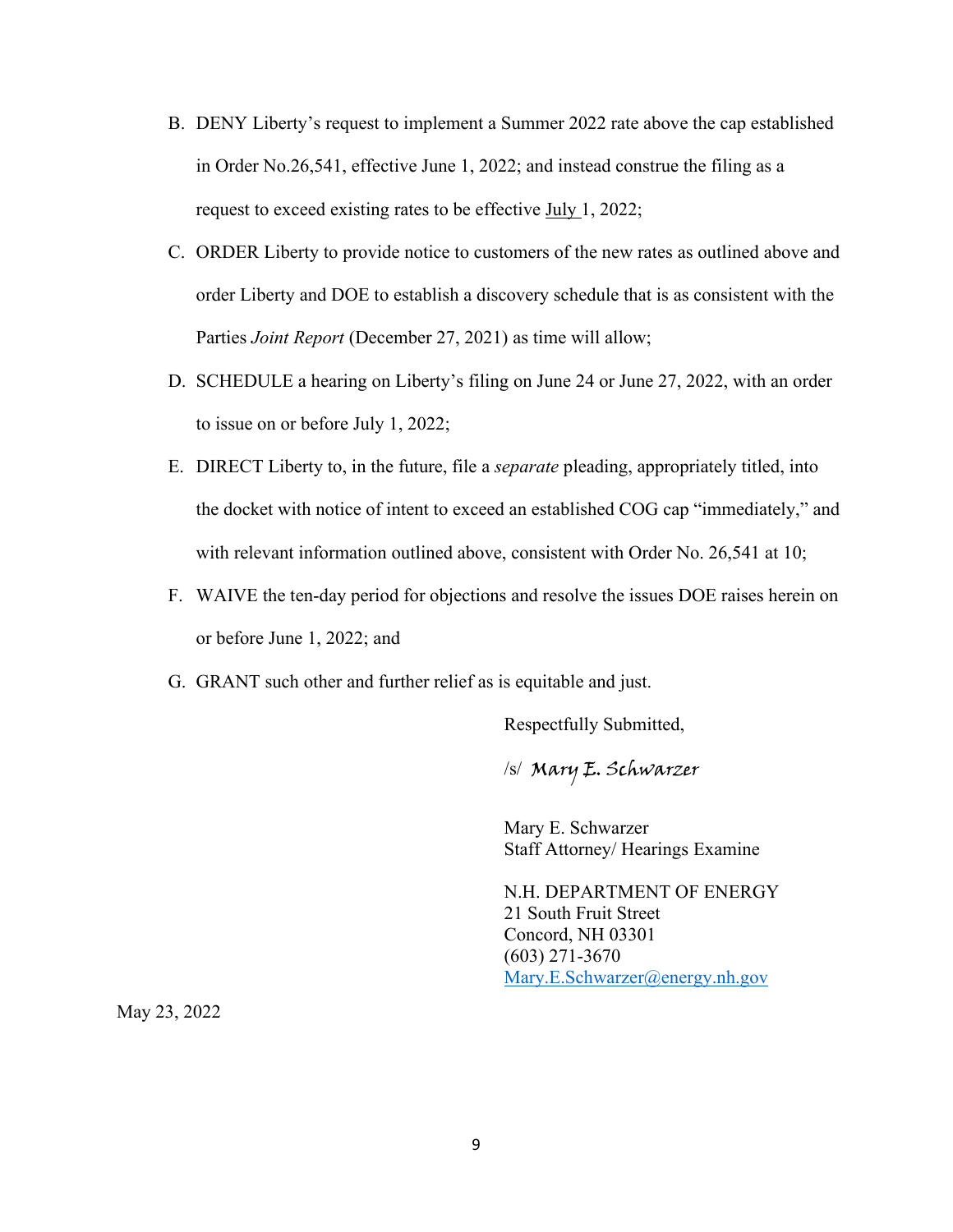B. DENY Liberty's request to implement a Summer 2022 rate above the cap established in Order No.26,541, effective June 1, 2022; and instead construe the filing as a request to exceed existing rates to be effective July 1, 2022;

C. ORDER Liberty to provide notice to customers of the new rates as outlined above and order Liberty and DOE to establish a discovery schedule that is as consistent with the Parties *Joint Report* (December 27, 2021) as time will allow;

D. SCHEDULE a hearing on Liberty's filing on June 24 or June 27, 2022, with an order to issue on or before July 1, 2022;

E. DIRECT Liberty to, in the future, file a *separate* pleading, appropriately titled, into the docket with notice of intent to exceed an established COG cap "immediately," and with relevant information outlined above, consistent with Order No. 26,541 at 10;

F. WAIVE the ten-day period for objections and resolve the issues DOE raises herein on or before June 1, 2022; and

G. GRANT such other and further relief as is equitable and just.

Respectfully Submitted,

/s/ *Mary E. Schwarzer*

Mary E. Schwarzer
Staff Attorney/ Hearings Examine

N.H. DEPARTMENT OF ENERGY
21 South Fruit Street
Concord, NH 03301
(603) 271-3670
Mary.E.Schwarzer@energy.nh.gov

May 23, 2022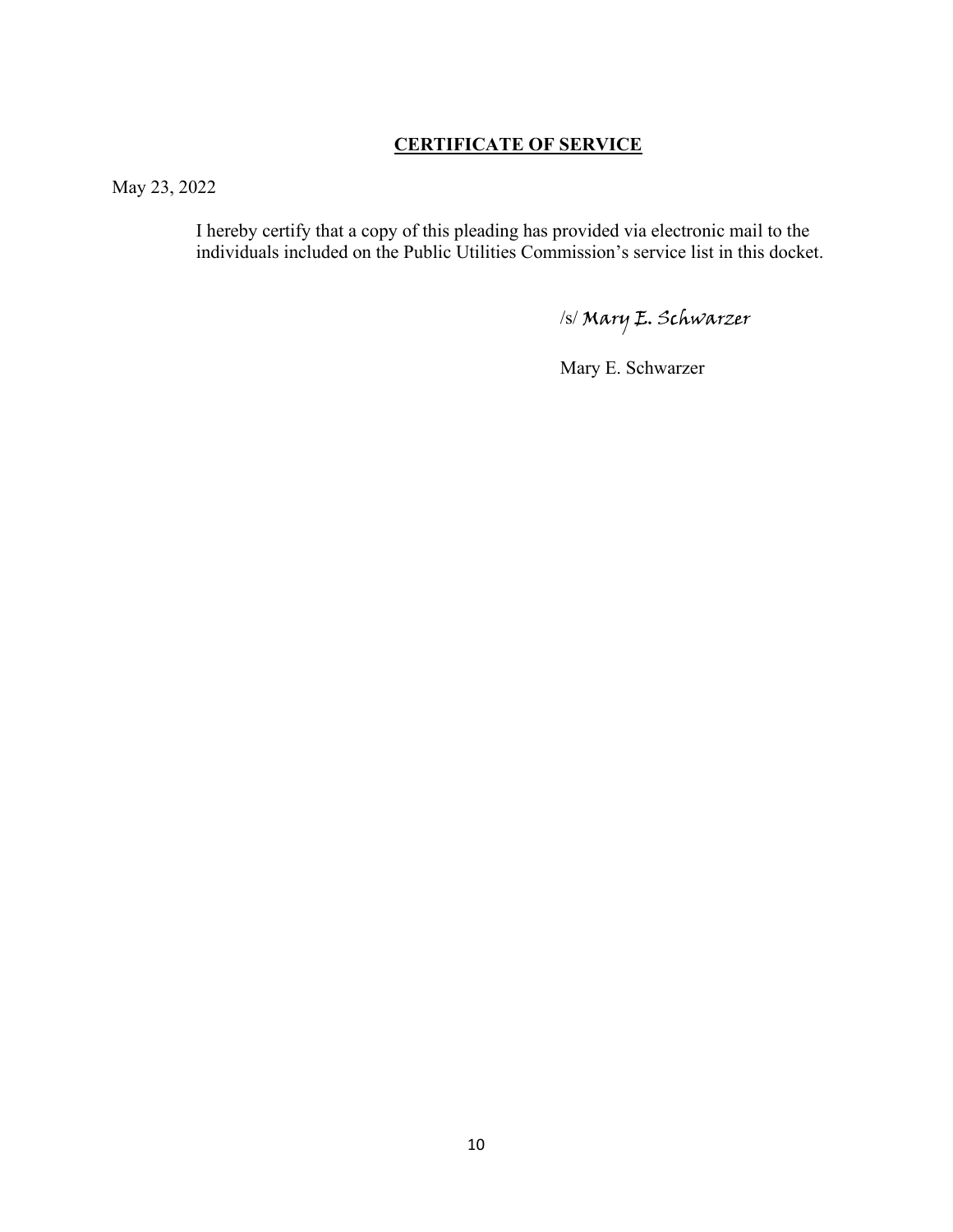**CERTIFICATE OF SERVICE**

May 23, 2022

I hereby certify that a copy of this pleading has provided via electronic mail to the individuals included on the Public Utilities Commission's service list in this docket.

/s/ Mary E. Schwarzer

Mary E. Schwarzer